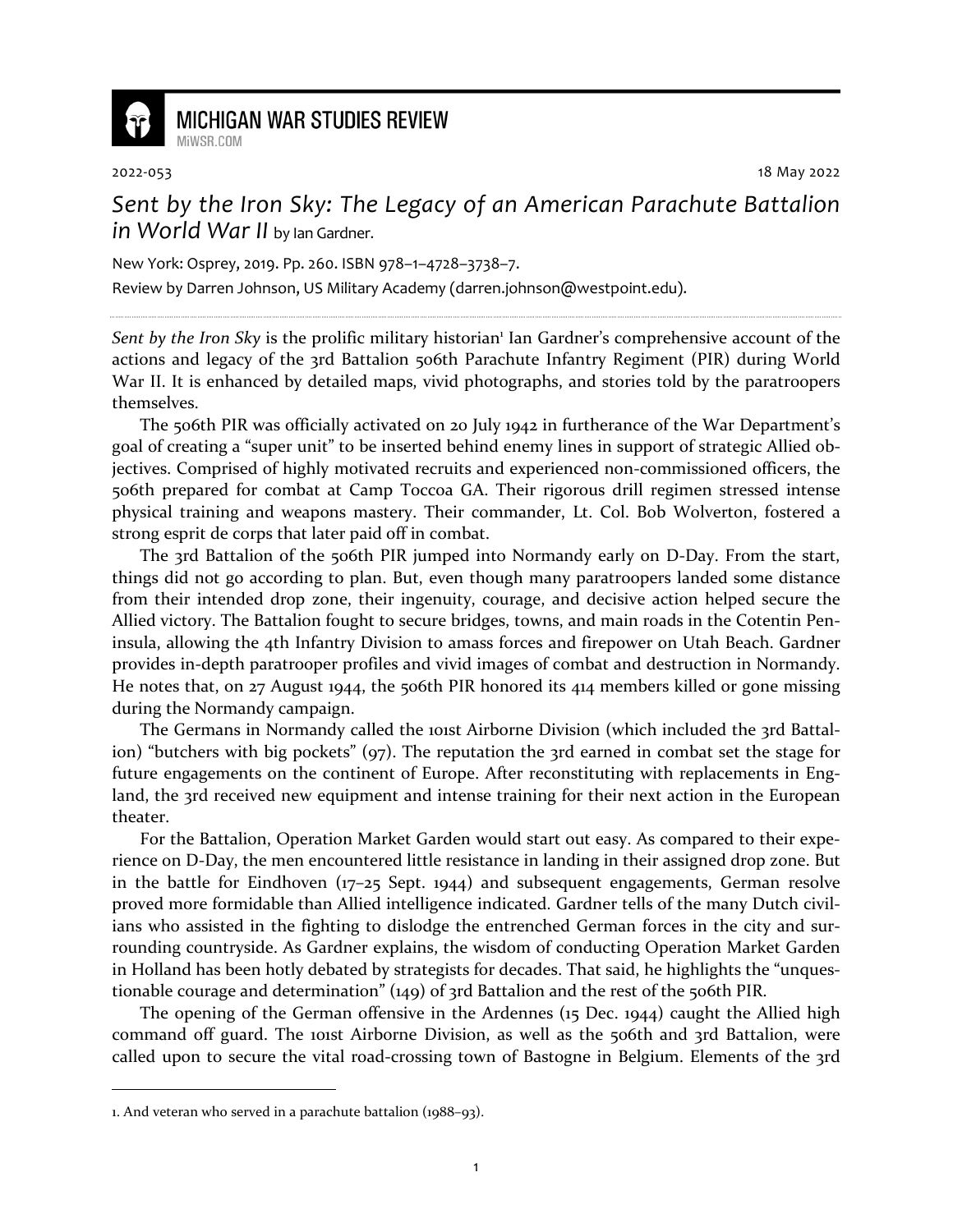# MICHIGAN WAR STUDIES REVIEW

MiWSR.COM

2022-053 18 May 2022

## *Sent by the Iron Sky: The Legacy of an American Parachute Battalion in World War II* by Ian Gardner.

New York: Osprey, 2019. Pp. 260. ISBN 978–1–4728–3738–7.

Review by Darren Johnson, US Military Academy (darren.johnson@westpoint.edu).

---

*Sent by the Iron Sky* is the prolific military historian[1] Ian Gardner's comprehensive account of the actions and legacy of the 3rd Battalion 506th Parachute Infantry Regiment (PIR) during World War II. It is enhanced by detailed maps, vivid photographs, and stories told by the paratroopers themselves.

The 506th PIR was officially activated on 20 July 1942 in furtherance of the War Department's goal of creating a "super unit" to be inserted behind enemy lines in support of strategic Allied objectives. Comprised of highly motivated recruits and experienced non-commissioned officers, the 506th prepared for combat at Camp Toccoa GA. Their rigorous drill regimen stressed intense physical training and weapons mastery. Their commander, Lt. Col. Bob Wolverton, fostered a strong esprit de corps that later paid off in combat.

The 3rd Battalion of the 506th PIR jumped into Normandy early on D-Day. From the start, things did not go according to plan. But, even though many paratroopers landed some distance from their intended drop zone, their ingenuity, courage, and decisive action helped secure the Allied victory. The Battalion fought to secure bridges, towns, and main roads in the Cotentin Peninsula, allowing the 4th Infantry Division to amass forces and firepower on Utah Beach. Gardner provides in-depth paratrooper profiles and vivid images of combat and destruction in Normandy. He notes that, on 27 August 1944, the 506th PIR honored its 414 members killed or gone missing during the Normandy campaign.

The Germans in Normandy called the 101st Airborne Division (which included the 3rd Battalion) "butchers with big pockets" (97). The reputation the 3rd earned in combat set the stage for future engagements on the continent of Europe. After reconstituting with replacements in England, the 3rd received new equipment and intense training for their next action in the European theater.

For the Battalion, Operation Market Garden would start out easy. As compared to their experience on D-Day, the men encountered little resistance in landing in their assigned drop zone. But in the battle for Eindhoven (17–25 Sept. 1944) and subsequent engagements, German resolve proved more formidable than Allied intelligence indicated. Gardner tells of the many Dutch civilians who assisted in the fighting to dislodge the entrenched German forces in the city and surrounding countryside. As Gardner explains, the wisdom of conducting Operation Market Garden in Holland has been hotly debated by strategists for decades. That said, he highlights the "unquestionable courage and determination" (149) of 3rd Battalion and the rest of the 506th PIR.

The opening of the German offensive in the Ardennes (15 Dec. 1944) caught the Allied high command off guard. The 101st Airborne Division, as well as the 506th and 3rd Battalion, were called upon to secure the vital road-crossing town of Bastogne in Belgium. Elements of the 3rd

---

1. And veteran who served in a parachute battalion (1988–93).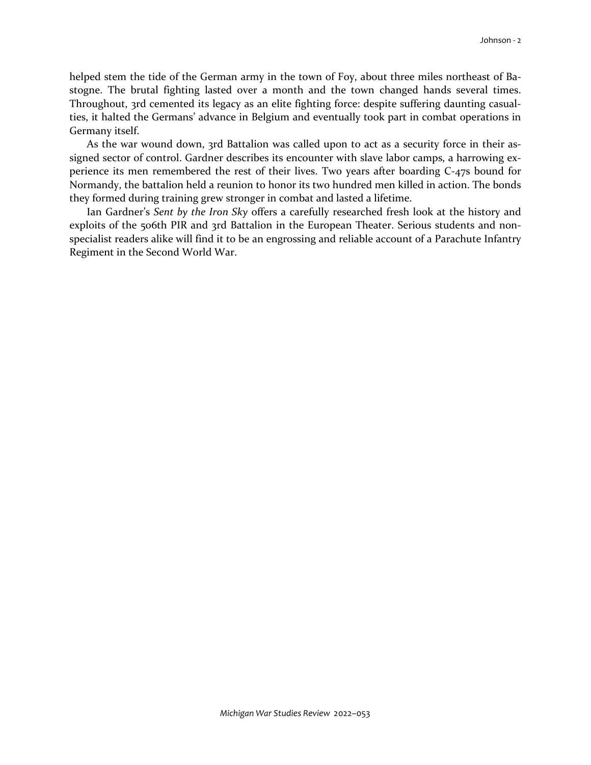helped stem the tide of the German army in the town of Foy, about three miles northeast of Bastogne. The brutal fighting lasted over a month and the town changed hands several times. Throughout, 3rd cemented its legacy as an elite fighting force: despite suffering daunting casualties, it halted the Germans' advance in Belgium and eventually took part in combat operations in Germany itself.

As the war wound down, 3rd Battalion was called upon to act as a security force in their assigned sector of control. Gardner describes its encounter with slave labor camps, a harrowing experience its men remembered the rest of their lives. Two years after boarding C-47s bound for Normandy, the battalion held a reunion to honor its two hundred men killed in action. The bonds they formed during training grew stronger in combat and lasted a lifetime.

Ian Gardner's *Sent by the Iron Sky* offers a carefully researched fresh look at the history and exploits of the 506th PIR and 3rd Battalion in the European Theater. Serious students and non-specialist readers alike will find it to be an engrossing and reliable account of a Parachute Infantry Regiment in the Second World War.